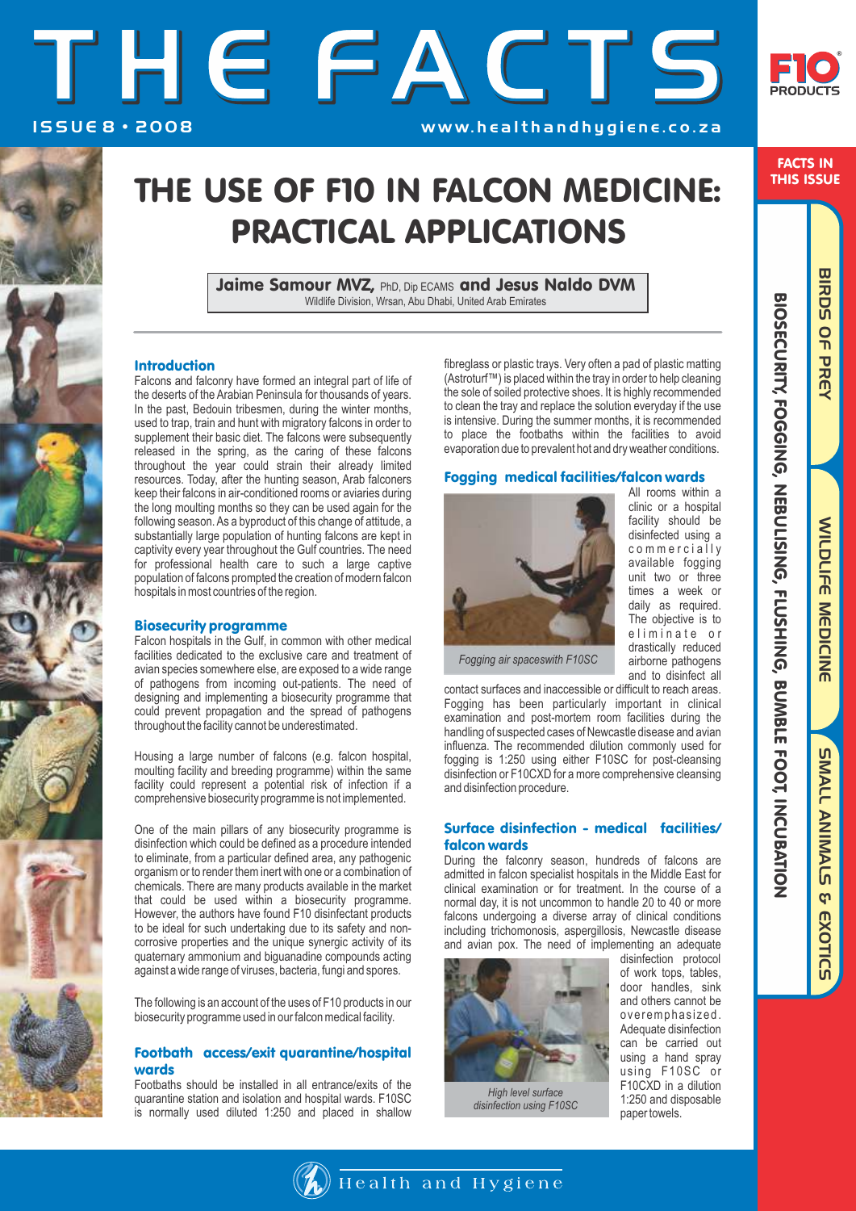# THE FACTS

ISSUE 8 • 2008 www.healthandhygiene.co.za

FACTS IN THIS ISSUE

BIRDS OF PREY | WILDLIFE MEDICINE | SMALL ANIMALS & EXOTICS

BIOSECURITY, FOGGING, NEBULISING, FLUSHING, BUMBLE FOOT, INCUBATION

# THE USE OF F10 IN FALCON MEDICINE: PRACTICAL APPLICATIONS

**Jaime Samour MVZ,** PhD, Dip ECAMS **and Jesus Naldo DVM**
Wildlife Division, Wrsan, Abu Dhabi, United Arab Emirates

## Introduction

Falcons and falconry have formed an integral part of life of the deserts of the Arabian Peninsula for thousands of years. In the past, Bedouin tribesmen, during the winter months, used to trap, train and hunt with migratory falcons in order to supplement their basic diet. The falcons were subsequently released in the spring, as the caring of these falcons throughout the year could strain their already limited resources. Today, after the hunting season, Arab falconers keep their falcons in air-conditioned rooms or aviaries during the long moulting months so they can be used again for the following season. As a byproduct of this change of attitude, a substantially large population of hunting falcons are kept in captivity every year throughout the Gulf countries. The need for professional health care to such a large captive population of falcons prompted the creation of modern falcon hospitals in most countries of the region.

## Biosecurity programme

Falcon hospitals in the Gulf, in common with other medical facilities dedicated to the exclusive care and treatment of avian species somewhere else, are exposed to a wide range of pathogens from incoming out-patients. The need of designing and implementing a biosecurity programme that could prevent propagation and the spread of pathogens throughout the facility cannot be underestimated.

Housing a large number of falcons (e.g. falcon hospital, moulting facility and breeding programme) within the same facility could represent a potential risk of infection if a comprehensive biosecurity programme is not implemented.

One of the main pillars of any biosecurity programme is disinfection which could be defined as a procedure intended to eliminate, from a particular defined area, any pathogenic organism or to render them inert with one or a combination of chemicals. There are many products available in the market that could be used within a biosecurity programme. However, the authors have found F10 disinfectant products to be ideal for such undertaking due to its safety and non-corrosive properties and the unique synergic activity of its quaternary ammonium and biguanadine compounds acting against a wide range of viruses, bacteria, fungi and spores.

The following is an account of the uses of F10 products in our biosecurity programme used in our falcon medical facility.

## Footbath access/exit quarantine/hospital wards

Footbaths should be installed in all entrance/exits of the quarantine station and isolation and hospital wards. F10SC is normally used diluted 1:250 and placed in shallow fibreglass or plastic trays. Very often a pad of plastic matting (Astroturf™) is placed within the tray in order to help cleaning the sole of soiled protective shoes. It is highly recommended to clean the tray and replace the solution everyday if the use is intensive. During the summer months, it is recommended to place the footbaths within the facilities to avoid evaporation due to prevalent hot and dry weather conditions.

## Fogging medical facilities/falcon wards

*Fogging air spaceswith F10SC*

All rooms within a clinic or a hospital facility should be disinfected using a commercially available fogging unit two or three times a week or daily as required. The objective is to eliminate or drastically reduced airborne pathogens and to disinfect all contact surfaces and inaccessible or difficult to reach areas. Fogging has been particularly important in clinical examination and post-mortem room facilities during the handling of suspected cases of Newcastle disease and avian influenza. The recommended dilution commonly used for fogging is 1:250 using either F10SC for post-cleansing disinfection or F10CXD for a more comprehensive cleansing and disinfection procedure.

## Surface disinfection - medical facilities/ falcon wards

During the falconry season, hundreds of falcons are admitted in falcon specialist hospitals in the Middle East for clinical examination or for treatment. In the course of a normal day, it is not uncommon to handle 20 to 40 or more falcons undergoing a diverse array of clinical conditions including trichomonosis, aspergillosis, Newcastle disease and avian pox. The need of implementing an adequate disinfection protocol of work tops, tables, door handles, sink and others cannot be overemphasized. Adequate disinfection can be carried out using a hand spray using F10SC or F10CXD in a dilution 1:250 and disposable paper towels.

*High level surface disinfection using F10SC*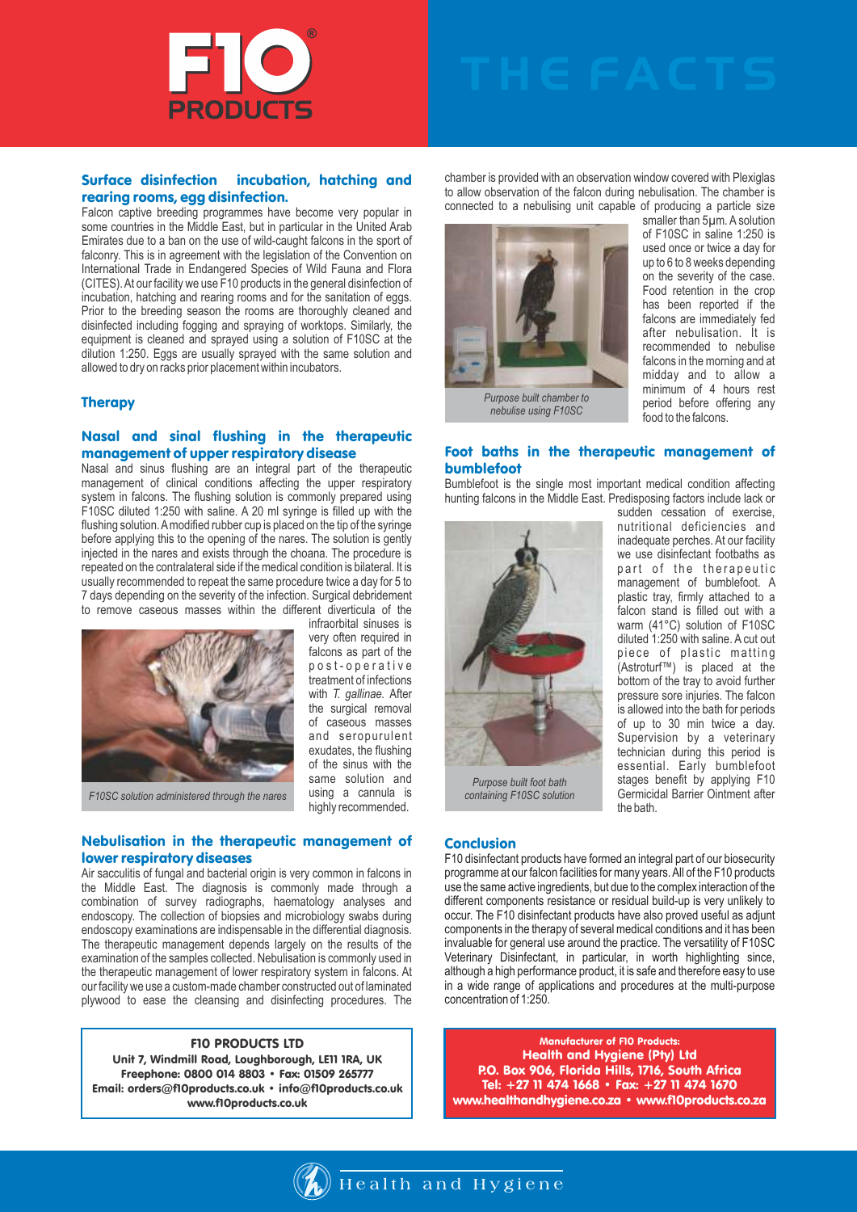# F10 PRODUCTS — THE FACTS

### Surface disinfection incubation, hatching and rearing rooms, egg disinfection.

Falcon captive breeding programmes have become very popular in some countries in the Middle East, but in particular in the United Arab Emirates due to a ban on the use of wild-caught falcons in the sport of falconry. This is in agreement with the legislation of the Convention on International Trade in Endangered Species of Wild Fauna and Flora (CITES). At our facility we use F10 products in the general disinfection of incubation, hatching and rearing rooms and for the sanitation of eggs. Prior to the breeding season the rooms are thoroughly cleaned and disinfected including fogging and spraying of worktops. Similarly, the equipment is cleaned and sprayed using a solution of F10SC at the dilution 1:250. Eggs are usually sprayed with the same solution and allowed to dry on racks prior placement within incubators.

## Therapy

### Nasal and sinal flushing in the therapeutic management of upper respiratory disease

Nasal and sinus flushing are an integral part of the therapeutic management of clinical conditions affecting the upper respiratory system in falcons. The flushing solution is commonly prepared using F10SC diluted 1:250 with saline. A 20 ml syringe is filled up with the flushing solution. A modified rubber cup is placed on the tip of the syringe before applying this to the opening of the nares. The solution is gently injected in the nares and exists through the choana. The procedure is repeated on the contralateral side if the medical condition is bilateral. It is usually recommended to repeat the same procedure twice a day for 5 to 7 days depending on the severity of the infection. Surgical debridement to remove caseous masses within the different diverticula of the infraorbital sinuses is very often required in falcons as part of the post-operative treatment of infections with *T. gallinae.* After the surgical removal of caseous masses and seropurulent exudates, the flushing of the sinus with the same solution and using a cannula is highly recommended.

*F10SC solution administered through the nares*

### Nebulisation in the therapeutic management of lower respiratory diseases

Air sacculitis of fungal and bacterial origin is very common in falcons in the Middle East. The diagnosis is commonly made through a combination of survey radiographs, haematology analyses and endoscopy. The collection of biopsies and microbiology swabs during endoscopy examinations are indispensable in the differential diagnosis. The therapeutic management depends largely on the results of the examination of the samples collected. Nebulisation is commonly used in the therapeutic management of lower respiratory system in falcons. At our facility we use a custom-made chamber constructed out of laminated plywood to ease the cleansing and disinfecting procedures. The chamber is provided with an observation window covered with Plexiglas to allow observation of the falcon during nebulisation. The chamber is connected to a nebulising unit capable of producing a particle size smaller than 5µm. A solution of F10SC in saline 1:250 is used once or twice a day for up to 6 to 8 weeks depending on the severity of the case. Food retention in the crop has been reported if the falcons are immediately fed after nebulisation. It is recommended to nebulise falcons in the morning and at midday and to allow a minimum of 4 hours rest period before offering any food to the falcons.

*Purpose built chamber to nebulise using F10SC*

### Foot baths in the therapeutic management of bumblefoot

Bumblefoot is the single most important medical condition affecting hunting falcons in the Middle East. Predisposing factors include lack or sudden cessation of exercise, nutritional deficiencies and inadequate perches. At our facility we use disinfectant footbaths as part of the therapeutic management of bumblefoot. A plastic tray, firmly attached to a falcon stand is filled out with a warm (41°C) solution of F10SC diluted 1:250 with saline. A cut out piece of plastic matting (Astroturf™) is placed at the bottom of the tray to avoid further pressure sore injuries. The falcon is allowed into the bath for periods of up to 30 min twice a day. Supervision by a veterinary technician during this period is essential. Early bumblefoot stages benefit by applying F10 Germicidal Barrier Ointment after the bath.

*Purpose built foot bath containing F10SC solution*

## Conclusion

F10 disinfectant products have formed an integral part of our biosecurity programme at our falcon facilities for many years. All of the F10 products use the same active ingredients, but due to the complex interaction of the different components resistance or residual build-up is very unlikely to occur. The F10 disinfectant products have also proved useful as adjunt components in the therapy of several medical conditions and it has been invaluable for general use around the practice. The versatility of F10SC Veterinary Disinfectant, in particular, in worth highlighting since, although a high performance product, it is safe and therefore easy to use in a wide range of applications and procedures at the multi-purpose concentration of 1:250.

**F10 PRODUCTS LTD**
**Unit 7, Windmill Road, Loughborough, LE11 1RA, UK**
**Freephone: 0800 014 8803 • Fax: 01509 265777**
**Email: orders@f10products.co.uk • info@f10products.co.uk**
**www.f10products.co.uk**

**Manufacturer of F10 Products:**
**Health and Hygiene (Pty) Ltd**
**P.O. Box 906, Florida Hills, 1716, South Africa**
**Tel: +27 11 474 1668 • Fax: +27 11 474 1670**
**www.healthandhygiene.co.za • www.f10products.co.za**

Health and Hygiene